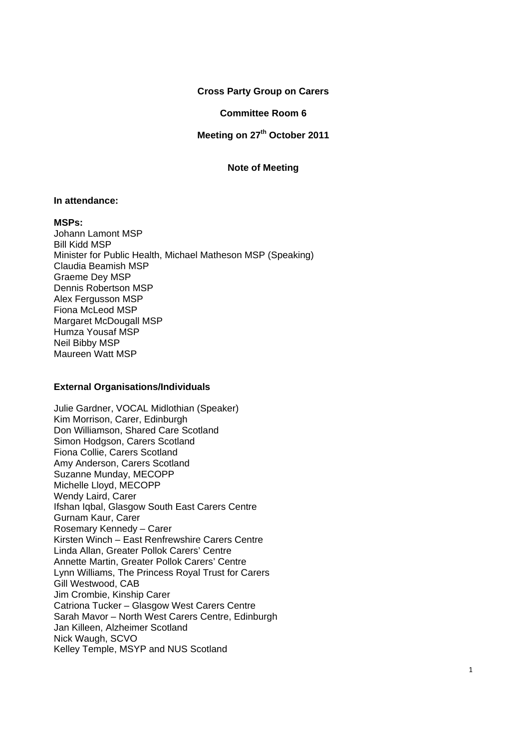**Cross Party Group on Carers**

**Committee Room 6**

**Meeting on 27th October 2011**

**Note of Meeting**

**In attendance:**

**MSPs:**
Johann Lamont MSP
Bill Kidd MSP
Minister for Public Health, Michael Matheson MSP (Speaking)
Claudia Beamish MSP
Graeme Dey MSP
Dennis Robertson MSP
Alex Fergusson MSP
Fiona McLeod MSP
Margaret McDougall MSP
Humza Yousaf MSP
Neil Bibby MSP
Maureen Watt MSP

**External Organisations/Individuals**

Julie Gardner, VOCAL Midlothian (Speaker)
Kim Morrison, Carer, Edinburgh
Don Williamson, Shared Care Scotland
Simon Hodgson, Carers Scotland
Fiona Collie, Carers Scotland
Amy Anderson, Carers Scotland
Suzanne Munday, MECOPP
Michelle Lloyd, MECOPP
Wendy Laird, Carer
Ifshan Iqbal, Glasgow South East Carers Centre
Gurnam Kaur, Carer
Rosemary Kennedy – Carer
Kirsten Winch – East Renfrewshire Carers Centre
Linda Allan, Greater Pollok Carers' Centre
Annette Martin, Greater Pollok Carers' Centre
Lynn Williams, The Princess Royal Trust for Carers
Gill Westwood, CAB
Jim Crombie, Kinship Carer
Catriona Tucker – Glasgow West Carers Centre
Sarah Mavor – North West Carers Centre, Edinburgh
Jan Killeen, Alzheimer Scotland
Nick Waugh, SCVO
Kelley Temple, MSYP and NUS Scotland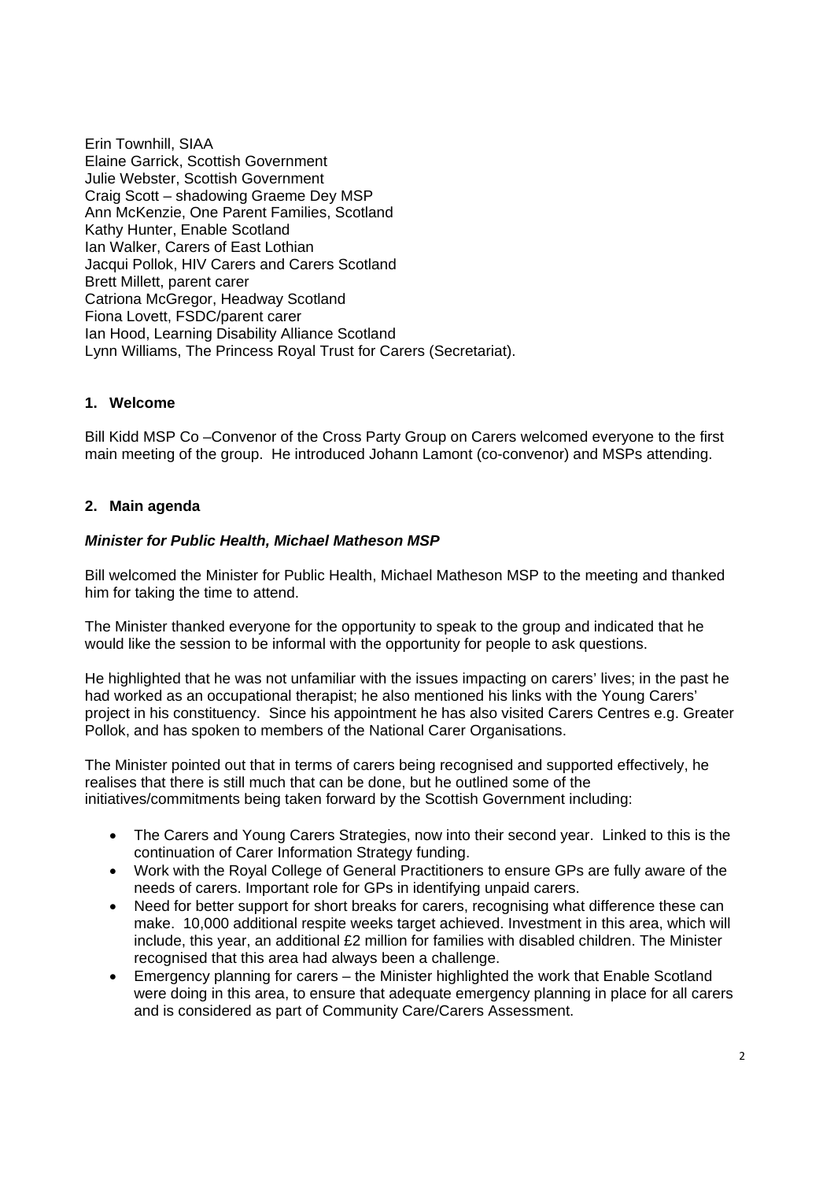Erin Townhill, SIAA
Elaine Garrick, Scottish Government
Julie Webster, Scottish Government
Craig Scott – shadowing Graeme Dey MSP
Ann McKenzie, One Parent Families, Scotland
Kathy Hunter, Enable Scotland
Ian Walker, Carers of East Lothian
Jacqui Pollok, HIV Carers and Carers Scotland
Brett Millett, parent carer
Catriona McGregor, Headway Scotland
Fiona Lovett, FSDC/parent carer
Ian Hood, Learning Disability Alliance Scotland
Lynn Williams, The Princess Royal Trust for Carers (Secretariat).

**1. Welcome**

Bill Kidd MSP Co –Convenor of the Cross Party Group on Carers welcomed everyone to the first main meeting of the group. He introduced Johann Lamont (co-convenor) and MSPs attending.

**2. Main agenda**

***Minister for Public Health, Michael Matheson MSP***

Bill welcomed the Minister for Public Health, Michael Matheson MSP to the meeting and thanked him for taking the time to attend.

The Minister thanked everyone for the opportunity to speak to the group and indicated that he would like the session to be informal with the opportunity for people to ask questions.

He highlighted that he was not unfamiliar with the issues impacting on carers' lives; in the past he had worked as an occupational therapist; he also mentioned his links with the Young Carers' project in his constituency. Since his appointment he has also visited Carers Centres e.g. Greater Pollok, and has spoken to members of the National Carer Organisations.

The Minister pointed out that in terms of carers being recognised and supported effectively, he realises that there is still much that can be done, but he outlined some of the initiatives/commitments being taken forward by the Scottish Government including:

- The Carers and Young Carers Strategies, now into their second year. Linked to this is the continuation of Carer Information Strategy funding.
- Work with the Royal College of General Practitioners to ensure GPs are fully aware of the needs of carers. Important role for GPs in identifying unpaid carers.
- Need for better support for short breaks for carers, recognising what difference these can make. 10,000 additional respite weeks target achieved. Investment in this area, which will include, this year, an additional £2 million for families with disabled children. The Minister recognised that this area had always been a challenge.
- Emergency planning for carers – the Minister highlighted the work that Enable Scotland were doing in this area, to ensure that adequate emergency planning in place for all carers and is considered as part of Community Care/Carers Assessment.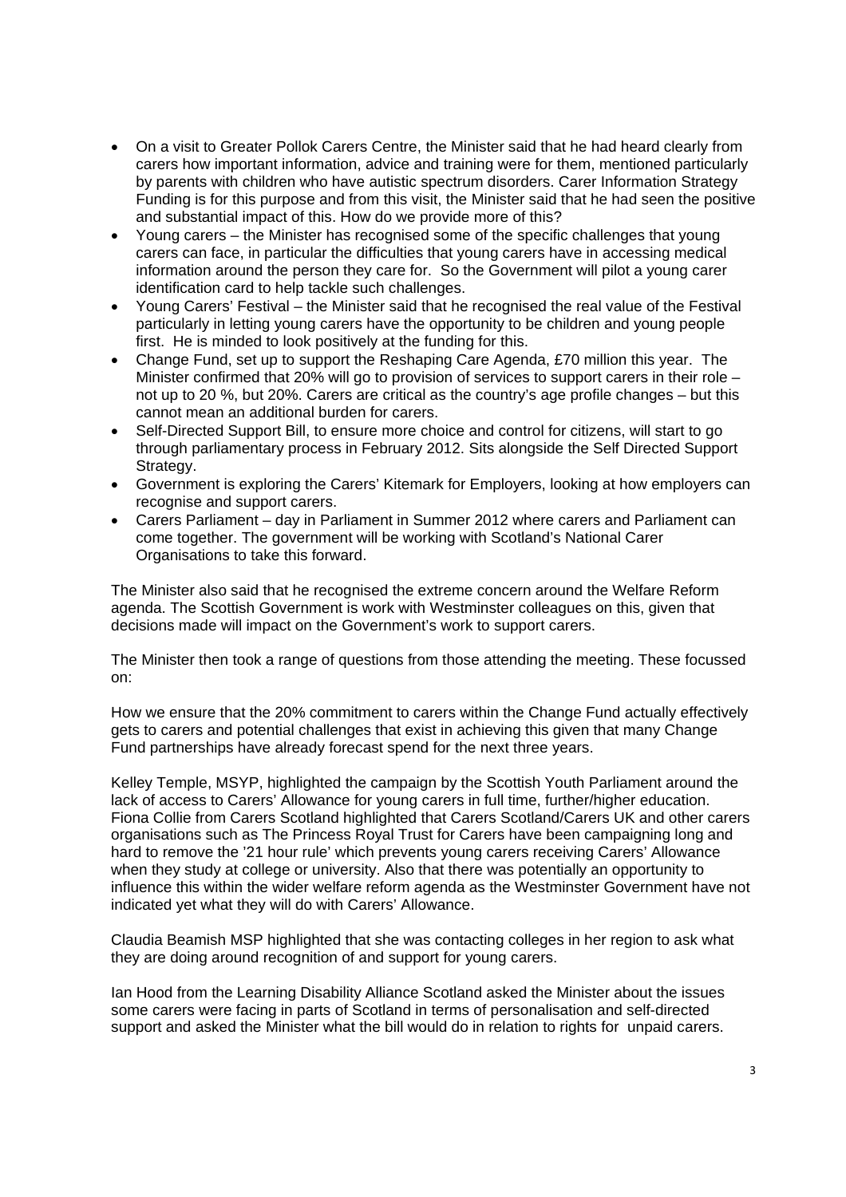- On a visit to Greater Pollok Carers Centre, the Minister said that he had heard clearly from carers how important information, advice and training were for them, mentioned particularly by parents with children who have autistic spectrum disorders. Carer Information Strategy Funding is for this purpose and from this visit, the Minister said that he had seen the positive and substantial impact of this. How do we provide more of this?
- Young carers – the Minister has recognised some of the specific challenges that young carers can face, in particular the difficulties that young carers have in accessing medical information around the person they care for. So the Government will pilot a young carer identification card to help tackle such challenges.
- Young Carers' Festival – the Minister said that he recognised the real value of the Festival particularly in letting young carers have the opportunity to be children and young people first. He is minded to look positively at the funding for this.
- Change Fund, set up to support the Reshaping Care Agenda, £70 million this year. The Minister confirmed that 20% will go to provision of services to support carers in their role – not up to 20 %, but 20%. Carers are critical as the country's age profile changes – but this cannot mean an additional burden for carers.
- Self-Directed Support Bill, to ensure more choice and control for citizens, will start to go through parliamentary process in February 2012. Sits alongside the Self Directed Support Strategy.
- Government is exploring the Carers' Kitemark for Employers, looking at how employers can recognise and support carers.
- Carers Parliament – day in Parliament in Summer 2012 where carers and Parliament can come together. The government will be working with Scotland's National Carer Organisations to take this forward.

The Minister also said that he recognised the extreme concern around the Welfare Reform agenda. The Scottish Government is work with Westminster colleagues on this, given that decisions made will impact on the Government's work to support carers.

The Minister then took a range of questions from those attending the meeting. These focussed on:

How we ensure that the 20% commitment to carers within the Change Fund actually effectively gets to carers and potential challenges that exist in achieving this given that many Change Fund partnerships have already forecast spend for the next three years.

Kelley Temple, MSYP, highlighted the campaign by the Scottish Youth Parliament around the lack of access to Carers' Allowance for young carers in full time, further/higher education. Fiona Collie from Carers Scotland highlighted that Carers Scotland/Carers UK and other carers organisations such as The Princess Royal Trust for Carers have been campaigning long and hard to remove the '21 hour rule' which prevents young carers receiving Carers' Allowance when they study at college or university. Also that there was potentially an opportunity to influence this within the wider welfare reform agenda as the Westminster Government have not indicated yet what they will do with Carers' Allowance.

Claudia Beamish MSP highlighted that she was contacting colleges in her region to ask what they are doing around recognition of and support for young carers.

Ian Hood from the Learning Disability Alliance Scotland asked the Minister about the issues some carers were facing in parts of Scotland in terms of personalisation and self-directed support and asked the Minister what the bill would do in relation to rights for unpaid carers.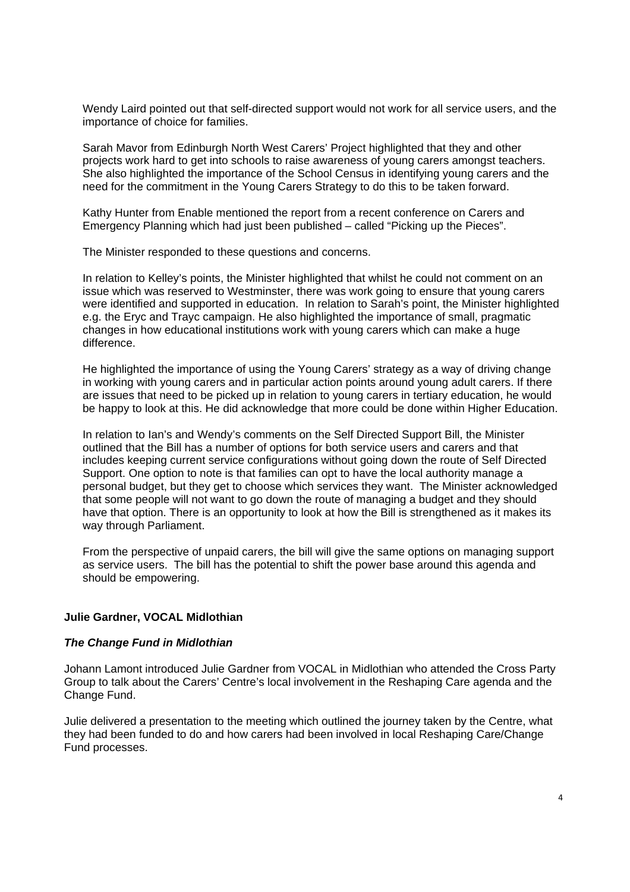Wendy Laird pointed out that self-directed support would not work for all service users, and the importance of choice for families.

Sarah Mavor from Edinburgh North West Carers' Project highlighted that they and other projects work hard to get into schools to raise awareness of young carers amongst teachers. She also highlighted the importance of the School Census in identifying young carers and the need for the commitment in the Young Carers Strategy to do this to be taken forward.

Kathy Hunter from Enable mentioned the report from a recent conference on Carers and Emergency Planning which had just been published – called "Picking up the Pieces".

The Minister responded to these questions and concerns.

In relation to Kelley's points, the Minister highlighted that whilst he could not comment on an issue which was reserved to Westminster, there was work going to ensure that young carers were identified and supported in education. In relation to Sarah's point, the Minister highlighted e.g. the Eryc and Trayc campaign. He also highlighted the importance of small, pragmatic changes in how educational institutions work with young carers which can make a huge difference.

He highlighted the importance of using the Young Carers' strategy as a way of driving change in working with young carers and in particular action points around young adult carers. If there are issues that need to be picked up in relation to young carers in tertiary education, he would be happy to look at this. He did acknowledge that more could be done within Higher Education.

In relation to Ian's and Wendy's comments on the Self Directed Support Bill, the Minister outlined that the Bill has a number of options for both service users and carers and that includes keeping current service configurations without going down the route of Self Directed Support. One option to note is that families can opt to have the local authority manage a personal budget, but they get to choose which services they want. The Minister acknowledged that some people will not want to go down the route of managing a budget and they should have that option. There is an opportunity to look at how the Bill is strengthened as it makes its way through Parliament.

From the perspective of unpaid carers, the bill will give the same options on managing support as service users. The bill has the potential to shift the power base around this agenda and should be empowering.

**Julie Gardner, VOCAL Midlothian**

***The Change Fund in Midlothian***

Johann Lamont introduced Julie Gardner from VOCAL in Midlothian who attended the Cross Party Group to talk about the Carers' Centre's local involvement in the Reshaping Care agenda and the Change Fund.

Julie delivered a presentation to the meeting which outlined the journey taken by the Centre, what they had been funded to do and how carers had been involved in local Reshaping Care/Change Fund processes.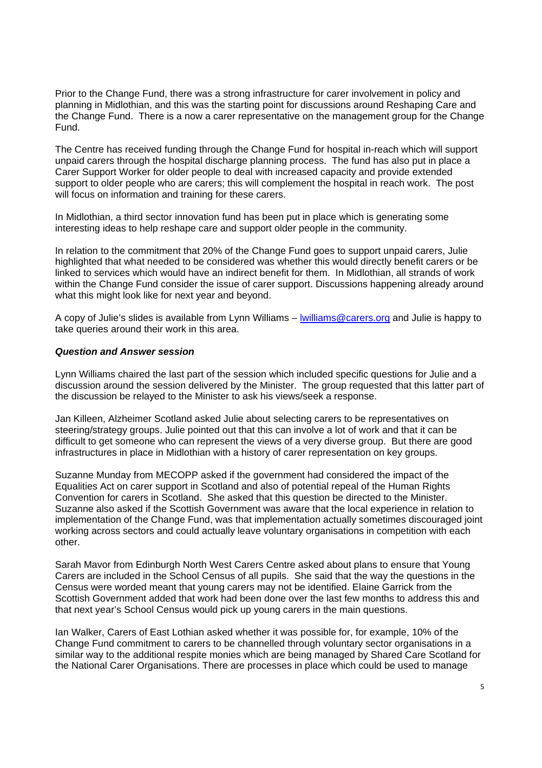Prior to the Change Fund, there was a strong infrastructure for carer involvement in policy and planning in Midlothian, and this was the starting point for discussions around Reshaping Care and the Change Fund. There is a now a carer representative on the management group for the Change Fund.

The Centre has received funding through the Change Fund for hospital in-reach which will support unpaid carers through the hospital discharge planning process. The fund has also put in place a Carer Support Worker for older people to deal with increased capacity and provide extended support to older people who are carers; this will complement the hospital in reach work. The post will focus on information and training for these carers.

In Midlothian, a third sector innovation fund has been put in place which is generating some interesting ideas to help reshape care and support older people in the community.

In relation to the commitment that 20% of the Change Fund goes to support unpaid carers, Julie highlighted that what needed to be considered was whether this would directly benefit carers or be linked to services which would have an indirect benefit for them. In Midlothian, all strands of work within the Change Fund consider the issue of carer support. Discussions happening already around what this might look like for next year and beyond.

A copy of Julie's slides is available from Lynn Williams – [lwilliams@carers.org](mailto:lwilliams@carers.org) and Julie is happy to take queries around their work in this area.

***Question and Answer session***

Lynn Williams chaired the last part of the session which included specific questions for Julie and a discussion around the session delivered by the Minister. The group requested that this latter part of the discussion be relayed to the Minister to ask his views/seek a response.

Jan Killeen, Alzheimer Scotland asked Julie about selecting carers to be representatives on steering/strategy groups. Julie pointed out that this can involve a lot of work and that it can be difficult to get someone who can represent the views of a very diverse group. But there are good infrastructures in place in Midlothian with a history of carer representation on key groups.

Suzanne Munday from MECOPP asked if the government had considered the impact of the Equalities Act on carer support in Scotland and also of potential repeal of the Human Rights Convention for carers in Scotland. She asked that this question be directed to the Minister. Suzanne also asked if the Scottish Government was aware that the local experience in relation to implementation of the Change Fund, was that implementation actually sometimes discouraged joint working across sectors and could actually leave voluntary organisations in competition with each other.

Sarah Mavor from Edinburgh North West Carers Centre asked about plans to ensure that Young Carers are included in the School Census of all pupils. She said that the way the questions in the Census were worded meant that young carers may not be identified. Elaine Garrick from the Scottish Government added that work had been done over the last few months to address this and that next year's School Census would pick up young carers in the main questions.

Ian Walker, Carers of East Lothian asked whether it was possible for, for example, 10% of the Change Fund commitment to carers to be channelled through voluntary sector organisations in a similar way to the additional respite monies which are being managed by Shared Care Scotland for the National Carer Organisations. There are processes in place which could be used to manage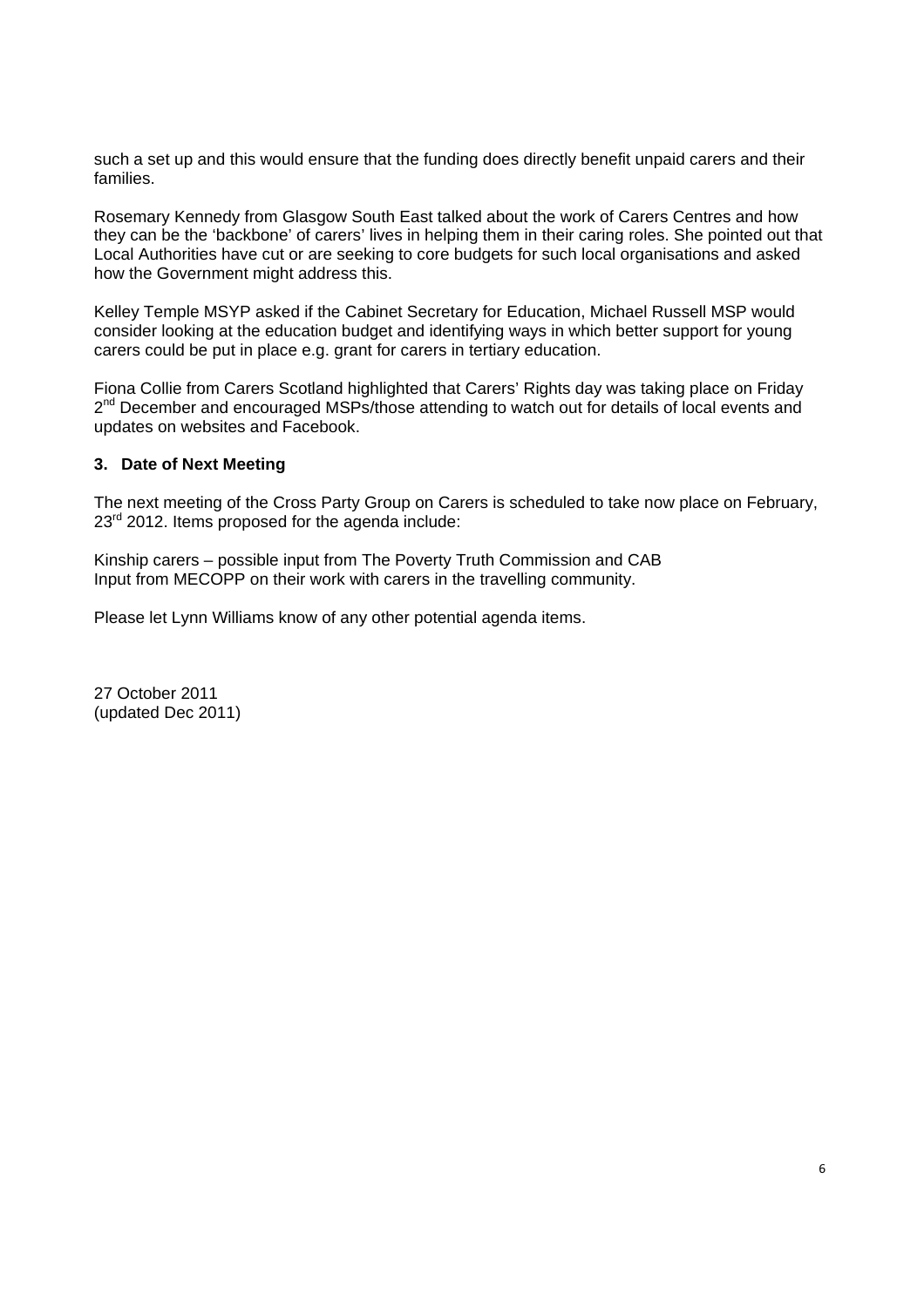such a set up and this would ensure that the funding does directly benefit unpaid carers and their families.

Rosemary Kennedy from Glasgow South East talked about the work of Carers Centres and how they can be the 'backbone' of carers' lives in helping them in their caring roles. She pointed out that Local Authorities have cut or are seeking to core budgets for such local organisations and asked how the Government might address this.

Kelley Temple MSYP asked if the Cabinet Secretary for Education, Michael Russell MSP would consider looking at the education budget and identifying ways in which better support for young carers could be put in place e.g. grant for carers in tertiary education.

Fiona Collie from Carers Scotland highlighted that Carers' Rights day was taking place on Friday 2nd December and encouraged MSPs/those attending to watch out for details of local events and updates on websites and Facebook.

### 3. Date of Next Meeting

The next meeting of the Cross Party Group on Carers is scheduled to take now place on February, 23rd 2012. Items proposed for the agenda include:

Kinship carers – possible input from The Poverty Truth Commission and CAB
Input from MECOPP on their work with carers in the travelling community.

Please let Lynn Williams know of any other potential agenda items.

27 October 2011
(updated Dec 2011)